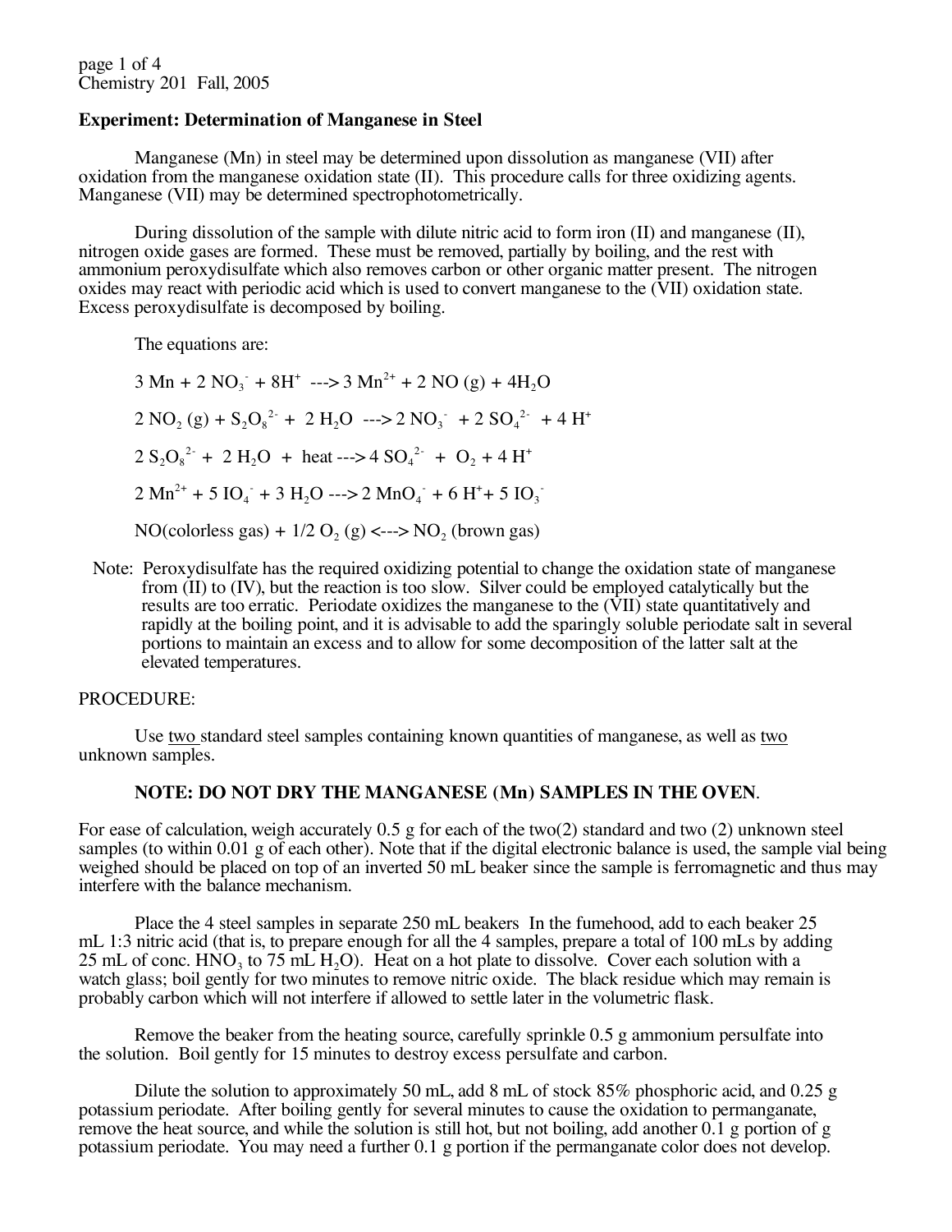Chemistry 201 Fall, 2005

## Experiment: Determination of Manganese in Steel

Manganese (Mn) in steel may be determined upon dissolution as manganese (VII) after oxidation from the manganese oxidation state (II). This procedure calls for three oxidizing agents. Manganese (VII) may be determined spectrophotometrically.

During dissolution of the sample with dilute nitric acid to form iron (II) and manganese (II), nitrogen oxide gases are formed. These must be removed, partially by boiling, and the rest with ammonium peroxydisulfate which also removes carbon or other organic matter present. The nitrogen oxides may react with periodic acid which is used to convert manganese to the (VII) oxidation state. Excess peroxydisulfate is decomposed by boiling.

The equations are:

$$3\,Mn + 2\,NO_3^- + 8H^+ \longrightarrow 3\,Mn^{2+} + 2\,NO\,(g) + 4H_2O$$

$$2\,NO_2\,(g) + S_2O_8^{2-} + 2\,H_2O \longrightarrow 2\,NO_3^- + 2\,SO_4^{2-} + 4\,H^+$$

$$2\,S_2O_8^{2-} + 2\,H_2O + \text{heat} \longrightarrow 4\,SO_4^{2-} + O_2 + 4\,H^+$$

$$2\,Mn^{2+} + 5\,IO_4^- + 3\,H_2O \longrightarrow 2\,MnO_4^- + 6\,H^+ + 5\,IO_3^-$$

$$NO\text{(colorless gas)} + 1/2\,O_2\,(g) \longleftrightarrow NO_2\text{ (brown gas)}$$

Note: Peroxydisulfate has the required oxidizing potential to change the oxidation state of manganese from (II) to (IV), but the reaction is too slow. Silver could be employed catalytically but the results are too erratic. Periodate oxidizes the manganese to the (VII) state quantitatively and rapidly at the boiling point, and it is advisable to add the sparingly soluble periodate salt in several portions to maintain an excess and to allow for some decomposition of the latter salt at the elevated temperatures.

PROCEDURE:

Use two standard steel samples containing known quantities of manganese, as well as two unknown samples.

**NOTE: DO NOT DRY THE MANGANESE (Mn) SAMPLES IN THE OVEN**.

For ease of calculation, weigh accurately 0.5 g for each of the two(2) standard and two (2) unknown steel samples (to within 0.01 g of each other). Note that if the digital electronic balance is used, the sample vial being weighed should be placed on top of an inverted 50 mL beaker since the sample is ferromagnetic and thus may interfere with the balance mechanism.

Place the 4 steel samples in separate 250 mL beakers In the fumehood, add to each beaker 25 mL 1:3 nitric acid (that is, to prepare enough for all the 4 samples, prepare a total of 100 mLs by adding 25 mL of conc. $HNO_3$ to 75 mL $H_2O$). Heat on a hot plate to dissolve. Cover each solution with a watch glass; boil gently for two minutes to remove nitric oxide. The black residue which may remain is probably carbon which will not interfere if allowed to settle later in the volumetric flask.

Remove the beaker from the heating source, carefully sprinkle 0.5 g ammonium persulfate into the solution. Boil gently for 15 minutes to destroy excess persulfate and carbon.

Dilute the solution to approximately 50 mL, add 8 mL of stock 85% phosphoric acid, and 0.25 g potassium periodate. After boiling gently for several minutes to cause the oxidation to permanganate, remove the heat source, and while the solution is still hot, but not boiling, add another 0.1 g portion of g potassium periodate. You may need a further 0.1 g portion if the permanganate color does not develop.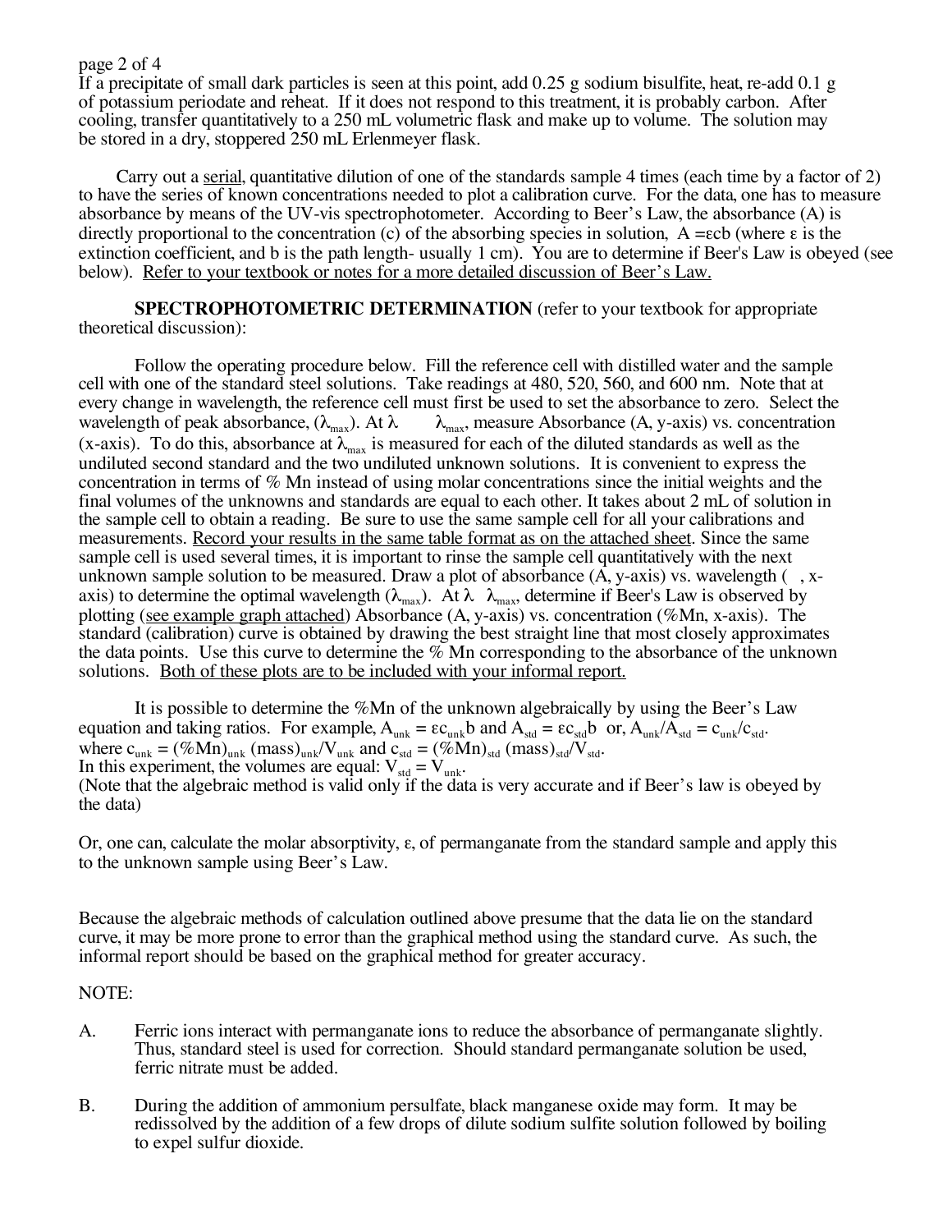If a precipitate of small dark particles is seen at this point, add 0.25 g sodium bisulfite, heat, re-add 0.1 g of potassium periodate and reheat. If it does not respond to this treatment, it is probably carbon. After cooling, transfer quantitatively to a 250 mL volumetric flask and make up to volume. The solution may be stored in a dry, stoppered 250 mL Erlenmeyer flask.

Carry out a serial, quantitative dilution of one of the standards sample 4 times (each time by a factor of 2) to have the series of known concentrations needed to plot a calibration curve. For the data, one has to measure absorbance by means of the UV-vis spectrophotometer. According to Beer's Law, the absorbance (A) is directly proportional to the concentration (c) of the absorbing species in solution, $A = \varepsilon cb$ (where $\varepsilon$ is the extinction coefficient, and b is the path length- usually 1 cm). You are to determine if Beer's Law is obeyed (see below). Refer to your textbook or notes for a more detailed discussion of Beer's Law.

**SPECTROPHOTOMETRIC DETERMINATION** (refer to your textbook for appropriate theoretical discussion):

Follow the operating procedure below. Fill the reference cell with distilled water and the sample cell with one of the standard steel solutions. Take readings at 480, 520, 560, and 600 nm. Note that at every change in wavelength, the reference cell must first be used to set the absorbance to zero. Select the wavelength of peak absorbance, ($\lambda_{max}$). At $\lambda$ $\lambda_{max}$, measure Absorbance (A, y-axis) vs. concentration (x-axis). To do this, absorbance at $\lambda_{max}$ is measured for each of the diluted standards as well as the undiluted second standard and the two undiluted unknown solutions. It is convenient to express the concentration in terms of % Mn instead of using molar concentrations since the initial weights and the final volumes of the unknowns and standards are equal to each other. It takes about 2 mL of solution in the sample cell to obtain a reading. Be sure to use the same sample cell for all your calibrations and measurements. Record your results in the same table format as on the attached sheet. Since the same sample cell is used several times, it is important to rinse the sample cell quantitatively with the next unknown sample solution to be measured. Draw a plot of absorbance (A, y-axis) vs. wavelength ( , x-axis) to determine the optimal wavelength ($\lambda_{max}$). At $\lambda$ $\lambda_{max}$, determine if Beer's Law is observed by plotting (see example graph attached) Absorbance (A, y-axis) vs. concentration (%Mn, x-axis). The standard (calibration) curve is obtained by drawing the best straight line that most closely approximates the data points. Use this curve to determine the % Mn corresponding to the absorbance of the unknown solutions. Both of these plots are to be included with your informal report.

It is possible to determine the %Mn of the unknown algebraically by using the Beer's Law equation and taking ratios. For example, $A_{unk} = \varepsilon c_{unk} b$ and $A_{std} = \varepsilon c_{std} b$ or, $A_{unk}/A_{std} = c_{unk}/c_{std}$.
where $c_{unk} = (\%Mn)_{unk}\,(mass)_{unk}/V_{unk}$ and $c_{std} = (\%Mn)_{std}\,(mass)_{std}/V_{std}$.
In this experiment, the volumes are equal: $V_{std} = V_{unk}$.
(Note that the algebraic method is valid only if the data is very accurate and if Beer's law is obeyed by the data)

Or, one can, calculate the molar absorptivity, $\varepsilon$, of permanganate from the standard sample and apply this to the unknown sample using Beer's Law.

Because the algebraic methods of calculation outlined above presume that the data lie on the standard curve, it may be more prone to error than the graphical method using the standard curve. As such, the informal report should be based on the graphical method for greater accuracy.

NOTE:

A. Ferric ions interact with permanganate ions to reduce the absorbance of permanganate slightly. Thus, standard steel is used for correction. Should standard permanganate solution be used, ferric nitrate must be added.

B. During the addition of ammonium persulfate, black manganese oxide may form. It may be redissolved by the addition of a few drops of dilute sodium sulfite solution followed by boiling to expel sulfur dioxide.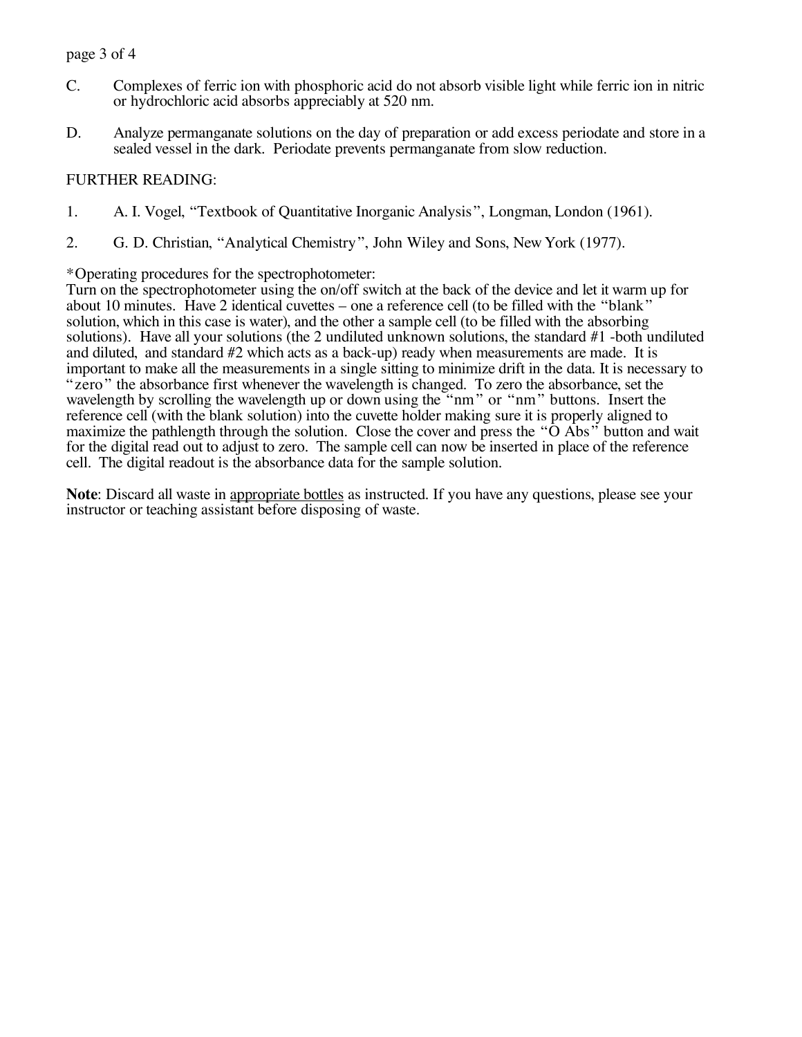C. Complexes of ferric ion with phosphoric acid do not absorb visible light while ferric ion in nitric or hydrochloric acid absorbs appreciably at 520 nm.

D. Analyze permanganate solutions on the day of preparation or add excess periodate and store in a sealed vessel in the dark. Periodate prevents permanganate from slow reduction.

FURTHER READING:

1. A. I. Vogel, "Textbook of Quantitative Inorganic Analysis", Longman, London (1961).

2. G. D. Christian, "Analytical Chemistry", John Wiley and Sons, New York (1977).

*Operating procedures for the spectrophotometer:
Turn on the spectrophotometer using the on/off switch at the back of the device and let it warm up for about 10 minutes. Have 2 identical cuvettes – one a reference cell (to be filled with the "blank" solution, which in this case is water), and the other a sample cell (to be filled with the absorbing solutions). Have all your solutions (the 2 undiluted unknown solutions, the standard #1 -both undiluted and diluted, and standard #2 which acts as a back-up) ready when measurements are made. It is important to make all the measurements in a single sitting to minimize drift in the data. It is necessary to "zero" the absorbance first whenever the wavelength is changed. To zero the absorbance, set the wavelength by scrolling the wavelength up or down using the "nm" or "nm" buttons. Insert the reference cell (with the blank solution) into the cuvette holder making sure it is properly aligned to maximize the pathlength through the solution. Close the cover and press the "O Abs" button and wait for the digital read out to adjust to zero. The sample cell can now be inserted in place of the reference cell. The digital readout is the absorbance data for the sample solution.

**Note**: Discard all waste in appropriate bottles as instructed. If you have any questions, please see your instructor or teaching assistant before disposing of waste.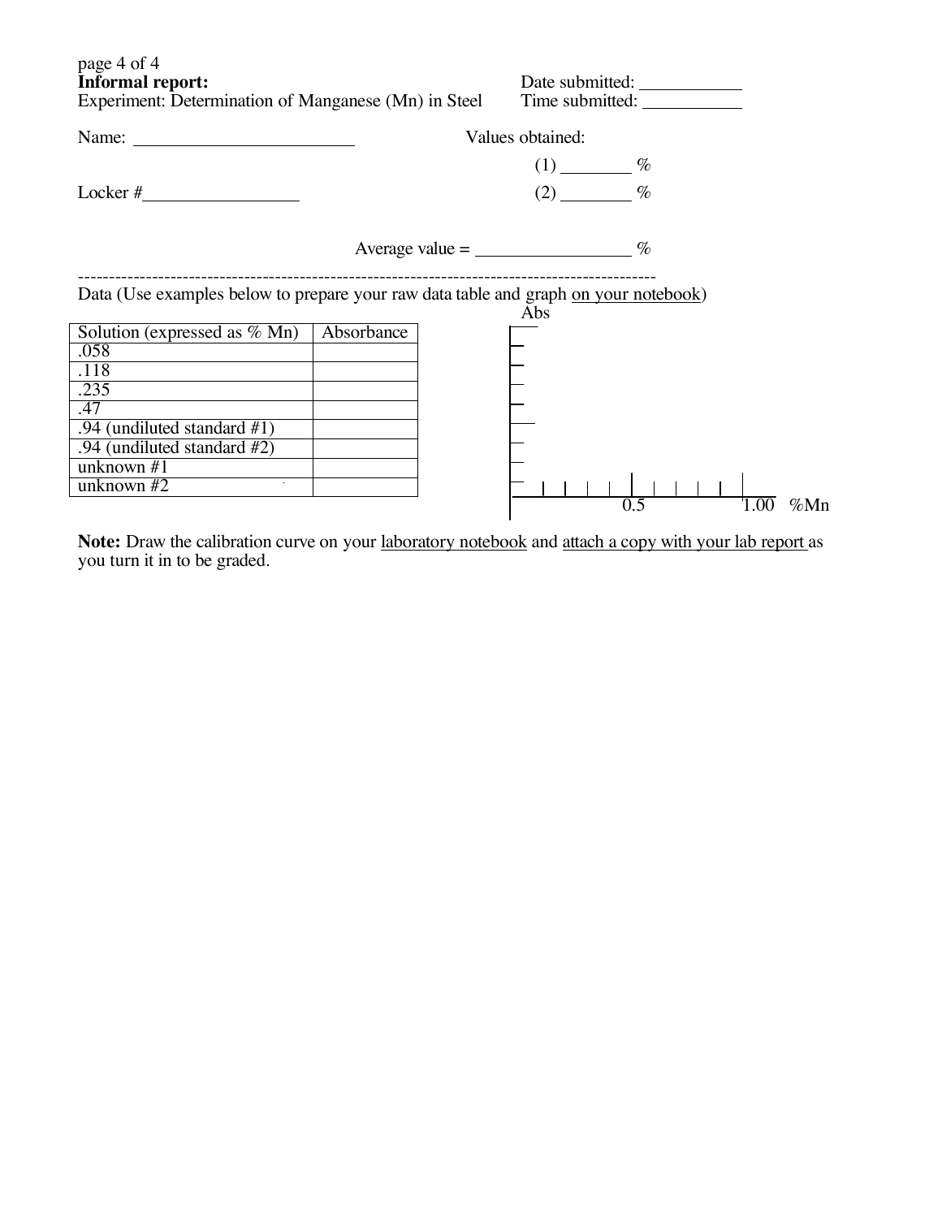**Informal report:**

Experiment: Determination of Manganese (Mn) in Steel

Date submitted: ___________

Time submitted: ___________

Name: _________________________

Locker #_________________

Values obtained:

(1) ________ %

(2) ________ %

Average value = _________________ %

---

Data (Use examples below to prepare your raw data table and graph on your notebook)

| Solution (expressed as % Mn) | Absorbance |
|---|---|
| .058 | |
| .118 | |
| .235 | |
| .47 | |
| .94 (undiluted standard #1) | |
| .94 (undiluted standard #2) | |
| unknown #1 | |
| unknown #2 | |

Abs

0.5

1.00

%Mn

**Note:** Draw the calibration curve on your laboratory notebook and attach a copy with your lab report as you turn it in to be graded.